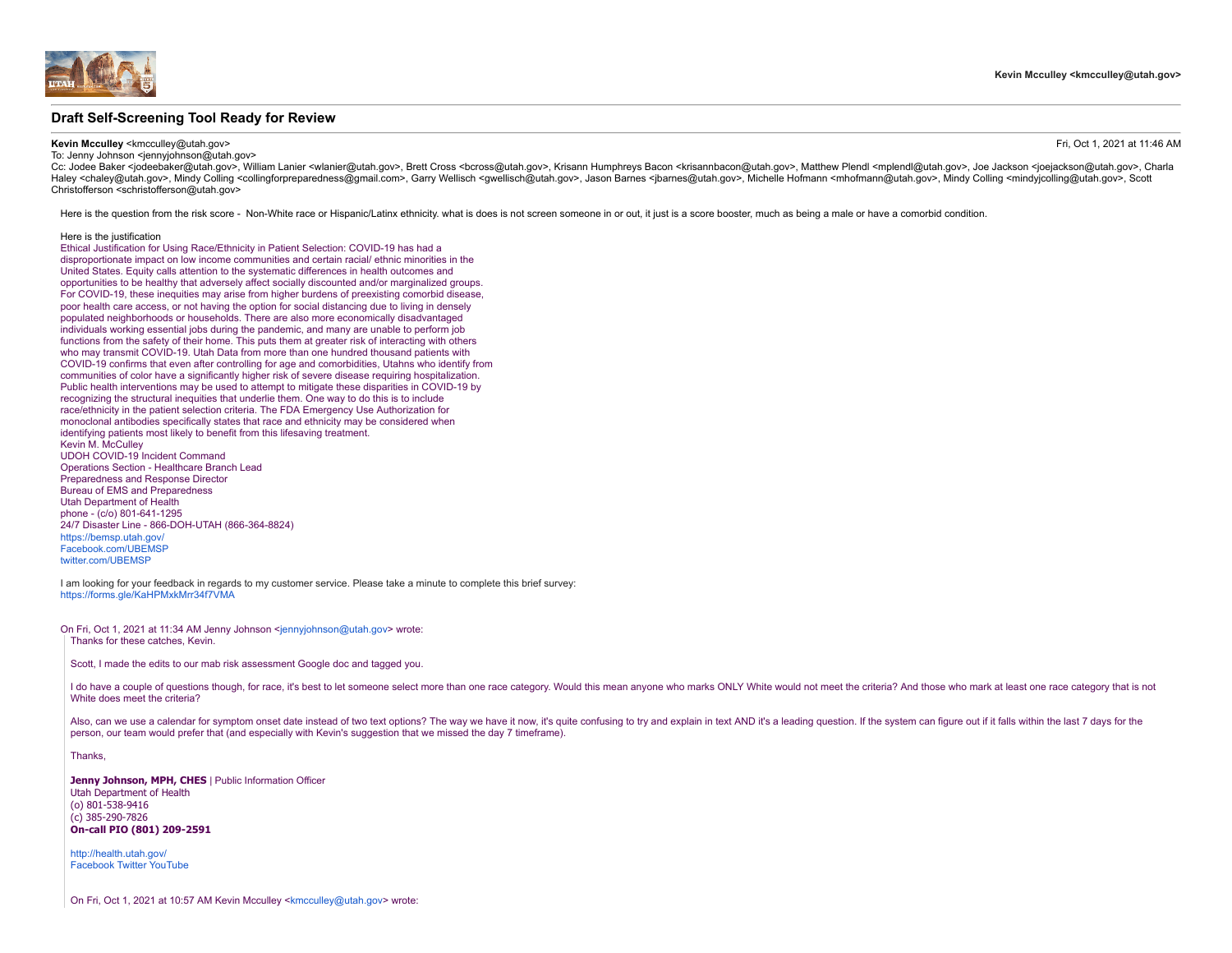Kevin Mcculley <kmcculley@utah.gov>

# Draft Self-Screening Tool Ready for Review

**Kevin Mcculley** <kmcculley@utah.gov> Fri, Oct 1, 2021 at 11:46 AM
To: Jenny Johnson <jennyjohnson@utah.gov>
Cc: Jodee Baker <jodeebaker@utah.gov>, William Lanier <wlanier@utah.gov>, Brett Cross <bcross@utah.gov>, Krisann Humphreys Bacon <krisannbacon@utah.gov>, Matthew Plendl <mplendl@utah.gov>, Joe Jackson <joejackson@utah.gov>, Charla Haley <chaley@utah.gov>, Mindy Colling <collingforpreparedness@gmail.com>, Garry Wellisch <gwellisch@utah.gov>, Jason Barnes <jbarnes@utah.gov>, Michelle Hofmann <mhofmann@utah.gov>, Mindy Colling <mindyjcolling@utah.gov>, Scott Christofferson <schristofferson@utah.gov>

Here is the question from the risk score - Non-White race or Hispanic/Latinx ethnicity. what is does is not screen someone in or out, it just is a score booster, much as being a male or have a comorbid condition.

Here is the justification
Ethical Justification for Using Race/Ethnicity in Patient Selection: COVID-19 has had a disproportionate impact on low income communities and certain racial/ ethnic minorities in the United States. Equity calls attention to the systematic differences in health outcomes and opportunities to be healthy that adversely affect socially discounted and/or marginalized groups. For COVID-19, these inequities may arise from higher burdens of preexisting comorbid disease, poor health care access, or not having the option for social distancing due to living in densely populated neighborhoods or households. There are also more economically disadvantaged individuals working essential jobs during the pandemic, and many are unable to perform job functions from the safety of their home. This puts them at greater risk of interacting with others who may transmit COVID-19. Utah Data from more than one hundred thousand patients with COVID-19 confirms that even after controlling for age and comorbidities, Utahns who identify from communities of color have a significantly higher risk of severe disease requiring hospitalization. Public health interventions may be used to attempt to mitigate these disparities in COVID-19 by recognizing the structural inequities that underlie them. One way to do this is to include race/ethnicity in the patient selection criteria. The FDA Emergency Use Authorization for monoclonal antibodies specifically states that race and ethnicity may be considered when identifying patients most likely to benefit from this lifesaving treatment.
Kevin M. McCulley
UDOH COVID-19 Incident Command
Operations Section - Healthcare Branch Lead
Preparedness and Response Director
Bureau of EMS and Preparedness
Utah Department of Health
phone - (c/o) 801-641-1295
24/7 Disaster Line - 866-DOH-UTAH (866-364-8824)
https://bemsp.utah.gov/
Facebook.com/UBEMSP
twitter.com/UBEMSP

I am looking for your feedback in regards to my customer service. Please take a minute to complete this brief survey:
https://forms.gle/KaHPMxkMrr34f7VMA

On Fri, Oct 1, 2021 at 11:34 AM Jenny Johnson <jennyjohnson@utah.gov> wrote:

> Thanks for these catches, Kevin.
>
> Scott, I made the edits to our mab risk assessment Google doc and tagged you.
>
> I do have a couple of questions though, for race, it's best to let someone select more than one race category. Would this mean anyone who marks ONLY White would not meet the criteria? And those who mark at least one race category that is not White does meet the criteria?
>
> Also, can we use a calendar for symptom onset date instead of two text options? The way we have it now, it's quite confusing to try and explain in text AND it's a leading question. If the system can figure out if it falls within the last 7 days for the person, our team would prefer that (and especially with Kevin's suggestion that we missed the day 7 timeframe).
>
> Thanks,
>
> **Jenny Johnson, MPH, CHES** | Public Information Officer
> Utah Department of Health
> (o) 801-538-9416
> (c) 385-290-7826
> **On-call PIO (801) 209-2591**
>
> http://health.utah.gov/
> Facebook Twitter YouTube
>
> On Fri, Oct 1, 2021 at 10:57 AM Kevin Mcculley <kmcculley@utah.gov> wrote: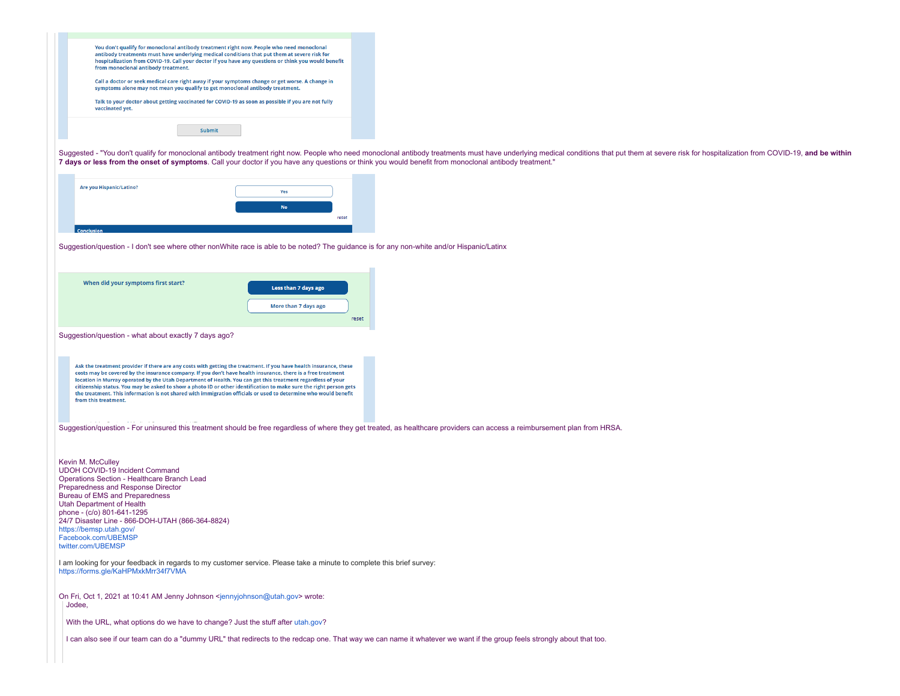You don't qualify for monoclonal antibody treatment right now. People who need monoclonal antibody treatments must have underlying medical conditions that put them at severe risk for hospitalization from COVID-19. Call your doctor if you have any questions or think you would benefit from monoclonal antibody treatment.

Call a doctor or seek medical care right away if your symptoms change or get worse. A change in symptoms alone may not mean you qualify to get monoclonal antibody treatment.

Talk to your doctor about getting vaccinated for COVID-19 as soon as possible if you are not fully vaccinated yet.

Submit

Suggested - "You don't qualify for monoclonal antibody treatment right now. People who need monoclonal antibody treatments must have underlying medical conditions that put them at severe risk for hospitalization from COVID-19, **and be within 7 days or less from the onset of symptoms**. Call your doctor if you have any questions or think you would benefit from monoclonal antibody treatment."

Are you Hispanic/Latino? — Yes / No — reset

Conclusion

Suggestion/question - I don't see where other nonWhite race is able to be noted? The guidance is for any non-white and/or Hispanic/Latinx

When did your symptoms first start? — Less than 7 days ago / More than 7 days ago — reset

Suggestion/question - what about exactly 7 days ago?

Ask the treatment provider if there are any costs with getting the treatment. If you have health insurance, these costs may be covered by the insurance company. If you don't have health insurance, there is a free treatment location in Murray operated by the Utah Department of Health. You can get this treatment regardless of your citizenship status. You may be asked to show a photo ID or other identification to make sure the right person gets the treatment. This information is not shared with immigration officials or used to determine who would benefit from this treatment.

Suggestion/question - For uninsured this treatment should be free regardless of where they get treated, as healthcare providers can access a reimbursement plan from HRSA.

Kevin M. McCulley
UDOH COVID-19 Incident Command
Operations Section - Healthcare Branch Lead
Preparedness and Response Director
Bureau of EMS and Preparedness
Utah Department of Health
phone - (c/o) 801-641-1295
24/7 Disaster Line - 866-DOH-UTAH (866-364-8824)
https://bemsp.utah.gov/
Facebook.com/UBEMSP
twitter.com/UBEMSP

I am looking for your feedback in regards to my customer service. Please take a minute to complete this brief survey:
https://forms.gle/KaHPMxkMrr34f7VMA

On Fri, Oct 1, 2021 at 10:41 AM Jenny Johnson <jennyjohnson@utah.gov> wrote:

> Jodee,
>
> With the URL, what options do we have to change? Just the stuff after utah.gov?
>
> I can also see if our team can do a "dummy URL" that redirects to the redcap one. That way we can name it whatever we want if the group feels strongly about that too.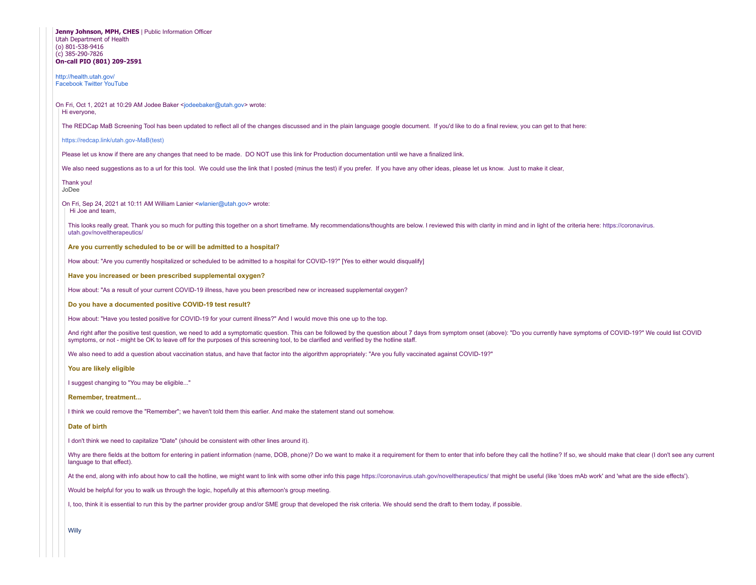**Jenny Johnson, MPH, CHES** | Public Information Officer
Utah Department of Health
(o) 801-538-9416
(c) 385-290-7826
**On-call PIO (801) 209-2591**

http://health.utah.gov/
Facebook Twitter YouTube

On Fri, Oct 1, 2021 at 10:29 AM Jodee Baker <jodeebaker@utah.gov> wrote:

Hi everyone,

The REDCap MaB Screening Tool has been updated to reflect all of the changes discussed and in the plain language google document. If you'd like to do a final review, you can get to that here:

https://redcap.link/utah.gov-MaB(test)

Please let us know if there are any changes that need to be made. DO NOT use this link for Production documentation until we have a finalized link.

We also need suggestions as to a url for this tool. We could use the link that I posted (minus the test) if you prefer. If you have any other ideas, please let us know. Just to make it clear,

Thank you!
JoDee

On Fri, Sep 24, 2021 at 10:11 AM William Lanier <wlanier@utah.gov> wrote:

Hi Joe and team,

This looks really great. Thank you so much for putting this together on a short timeframe. My recommendations/thoughts are below. I reviewed this with clarity in mind and in light of the criteria here: https://coronavirus.utah.gov/noveltherapeutics/

**Are you currently scheduled to be or will be admitted to a hospital?**

How about: "Are you currently hospitalized or scheduled to be admitted to a hospital for COVID-19?" [Yes to either would disqualify]

**Have you increased or been prescribed supplemental oxygen?**

How about: "As a result of your current COVID-19 illness, have you been prescribed new or increased supplemental oxygen?

**Do you have a documented positive COVID-19 test result?**

How about: "Have you tested positive for COVID-19 for your current illness?" And I would move this one up to the top.

And right after the positive test question, we need to add a symptomatic question. This can be followed by the question about 7 days from symptom onset (above): "Do you currently have symptoms of COVID-19?" We could list COVID symptoms, or not - might be OK to leave off for the purposes of this screening tool, to be clarified and verified by the hotline staff.

We also need to add a question about vaccination status, and have that factor into the algorithm appropriately: "Are you fully vaccinated against COVID-19?"

**You are likely eligible**

I suggest changing to "You may be eligible..."

**Remember, treatment...**

I think we could remove the "Remember"; we haven't told them this earlier. And make the statement stand out somehow.

**Date of birth**

I don't think we need to capitalize "Date" (should be consistent with other lines around it).

Why are there fields at the bottom for entering in patient information (name, DOB, phone)? Do we want to make it a requirement for them to enter that info before they call the hotline? If so, we should make that clear (I don't see any current language to that effect).

At the end, along with info about how to call the hotline, we might want to link with some other info this page https://coronavirus.utah.gov/noveltherapeutics/ that might be useful (like 'does mAb work' and 'what are the side effects').

Would be helpful for you to walk us through the logic, hopefully at this afternoon's group meeting.

I, too, think it is essential to run this by the partner provider group and/or SME group that developed the risk criteria. We should send the draft to them today, if possible.

Willy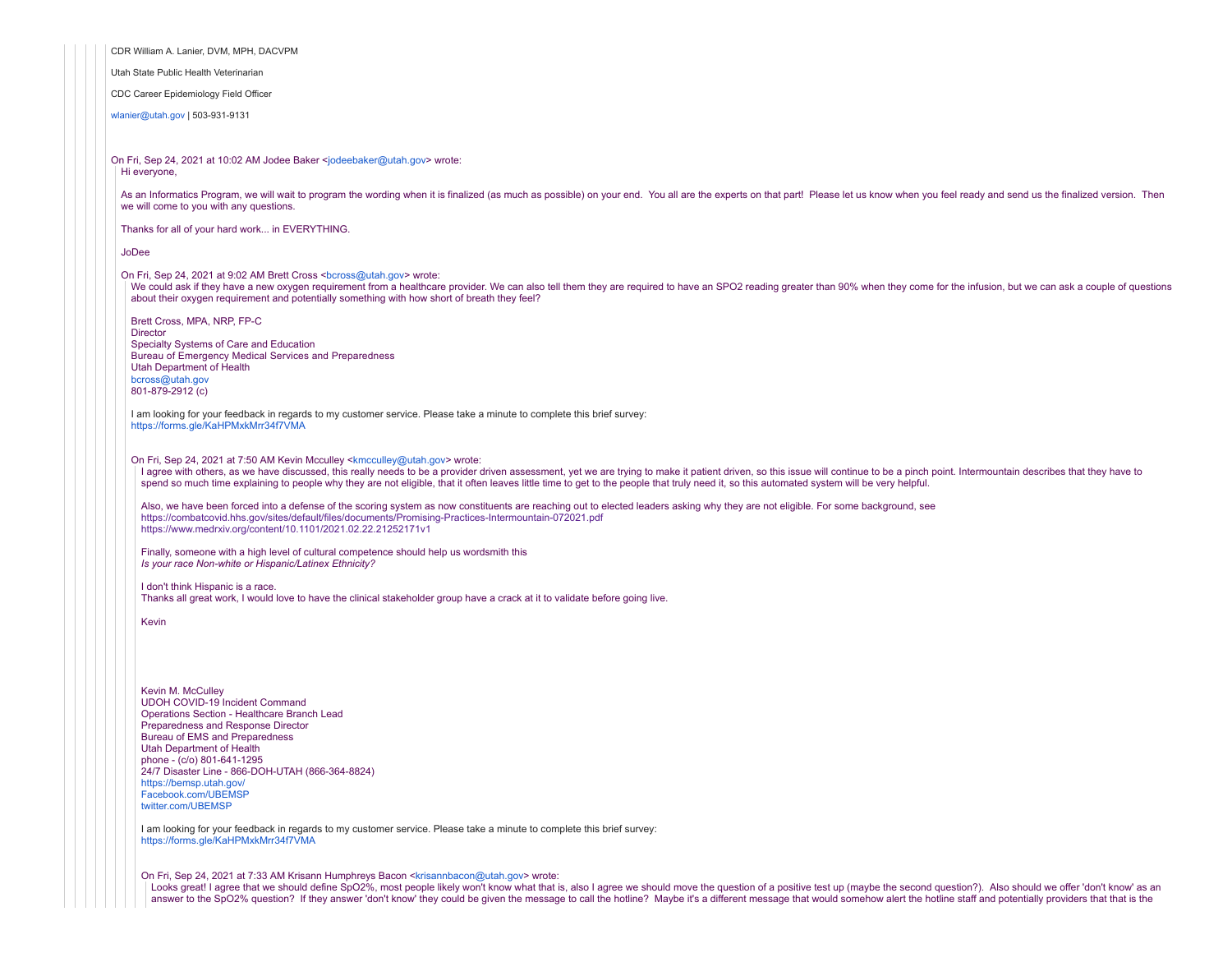CDR William A. Lanier, DVM, MPH, DACVPM

Utah State Public Health Veterinarian

CDC Career Epidemiology Field Officer

wlanier@utah.gov | 503-931-9131

On Fri, Sep 24, 2021 at 10:02 AM Jodee Baker <jodeebaker@utah.gov> wrote:

> Hi everyone,
>
> As an Informatics Program, we will wait to program the wording when it is finalized (as much as possible) on your end. You all are the experts on that part! Please let us know when you feel ready and send us the finalized version. Then we will come to you with any questions.
>
> Thanks for all of your hard work... in EVERYTHING.
>
> JoDee
>
> On Fri, Sep 24, 2021 at 9:02 AM Brett Cross <bcross@utah.gov> wrote:
>
> > We could ask if they have a new oxygen requirement from a healthcare provider. We can also tell them they are required to have an SPO2 reading greater than 90% when they come for the infusion, but we can ask a couple of questions about their oxygen requirement and potentially something with how short of breath they feel?
> >
> > Brett Cross, MPA, NRP, FP-C
> > Director
> > Specialty Systems of Care and Education
> > Bureau of Emergency Medical Services and Preparedness
> > Utah Department of Health
> > bcross@utah.gov
> > 801-879-2912 (c)
> >
> > I am looking for your feedback in regards to my customer service. Please take a minute to complete this brief survey:
> > https://forms.gle/KaHPMxkMrr34f7VMA
> >
> > On Fri, Sep 24, 2021 at 7:50 AM Kevin Mcculley <kmcculley@utah.gov> wrote:
> >
> > > I agree with others, as we have discussed, this really needs to be a provider driven assessment, yet we are trying to make it patient driven, so this issue will continue to be a pinch point. Intermountain describes that they have to spend so much time explaining to people why they are not eligible, that it often leaves little time to get to the people that truly need it, so this automated system will be very helpful.
> > >
> > > Also, we have been forced into a defense of the scoring system as now constituents are reaching out to elected leaders asking why they are not eligible. For some background, see
> > > https://combatcovid.hhs.gov/sites/default/files/documents/Promising-Practices-Intermountain-072021.pdf
> > > https://www.medrxiv.org/content/10.1101/2021.02.22.21252171v1
> > >
> > > Finally, someone with a high level of cultural competence should help us wordsmith this
> > > *Is your race Non-white or Hispanic/Latinex Ethnicity?*
> > >
> > > I don't think Hispanic is a race.
> > > Thanks all great work, I would love to have the clinical stakeholder group have a crack at it to validate before going live.
> > >
> > > Kevin
> > >
> > > Kevin M. McCulley
> > > UDOH COVID-19 Incident Command
> > > Operations Section - Healthcare Branch Lead
> > > Preparedness and Response Director
> > > Bureau of EMS and Preparedness
> > > Utah Department of Health
> > > phone - (c/o) 801-641-1295
> > > 24/7 Disaster Line - 866-DOH-UTAH (866-364-8824)
> > > https://bemsp.utah.gov/
> > > Facebook.com/UBEMSP
> > > twitter.com/UBEMSP
> > >
> > > I am looking for your feedback in regards to my customer service. Please take a minute to complete this brief survey:
> > > https://forms.gle/KaHPMxkMrr34f7VMA
> > >
> > > On Fri, Sep 24, 2021 at 7:33 AM Krisann Humphreys Bacon <krisannbacon@utah.gov> wrote:
> > >
> > > > Looks great! I agree that we should define SpO2%, most people likely won't know what that is, also I agree we should move the question of a positive test up (maybe the second question?). Also should we offer 'don't know' as an answer to the SpO2% question? If they answer 'don't know' they could be given the message to call the hotline? Maybe it's a different message that would somehow alert the hotline staff and potentially providers that that is the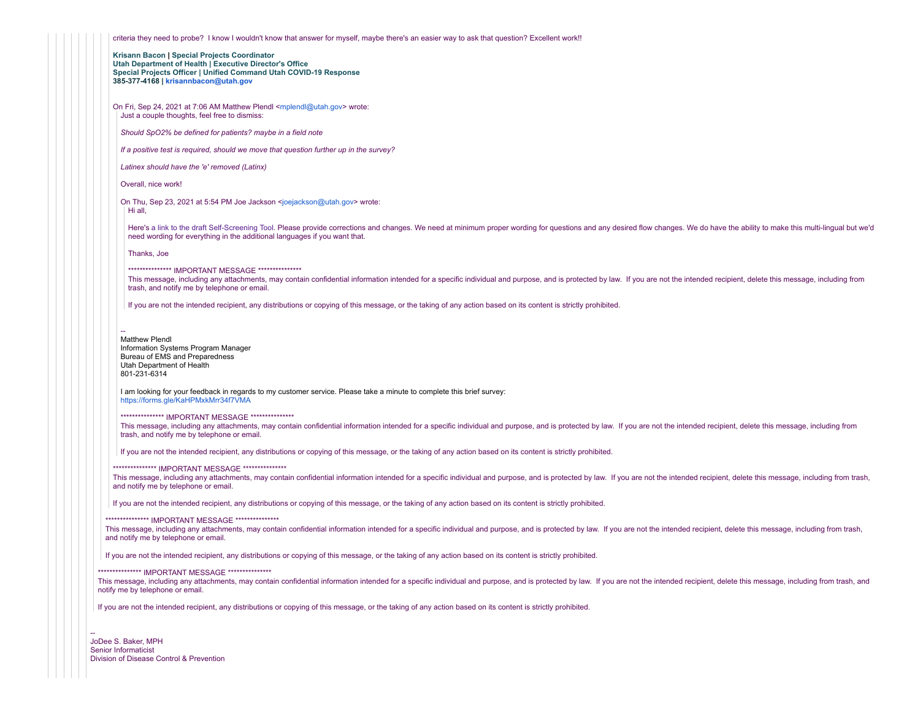criteria they need to probe? I know I wouldn't know that answer for myself, maybe there's an easier way to ask that question? Excellent work!!

**Krisann Bacon | Special Projects Coordinator**
**Utah Department of Health | Executive Director's Office**
**Special Projects Officer | Unified Command Utah COVID-19 Response**
**385-377-4168 | krisannbacon@utah.gov**

On Fri, Sep 24, 2021 at 7:06 AM Matthew Plendl <mplendl@utah.gov> wrote:

Just a couple thoughts, feel free to dismiss:

*Should SpO2% be defined for patients? maybe in a field note*

*If a positive test is required, should we move that question further up in the survey?*

*Latinex should have the 'e' removed (Latinx)*

Overall, nice work!

On Thu, Sep 23, 2021 at 5:54 PM Joe Jackson <joejackson@utah.gov> wrote:

Hi all,

Here's a link to the draft Self-Screening Tool. Please provide corrections and changes. We need at minimum proper wording for questions and any desired flow changes. We do have the ability to make this multi-lingual but we'd need wording for everything in the additional languages if you want that.

Thanks, Joe

*************** IMPORTANT MESSAGE ***************
This message, including any attachments, may contain confidential information intended for a specific individual and purpose, and is protected by law. If you are not the intended recipient, delete this message, including from trash, and notify me by telephone or email.

If you are not the intended recipient, any distributions or copying of this message, or the taking of any action based on its content is strictly prohibited.

--
Matthew Plendl
Information Systems Program Manager
Bureau of EMS and Preparedness
Utah Department of Health
801-231-6314

I am looking for your feedback in regards to my customer service. Please take a minute to complete this brief survey:
https://forms.gle/KaHPMxkMrr34f7VMA

*************** IMPORTANT MESSAGE ***************
This message, including any attachments, may contain confidential information intended for a specific individual and purpose, and is protected by law. If you are not the intended recipient, delete this message, including from trash, and notify me by telephone or email.

If you are not the intended recipient, any distributions or copying of this message, or the taking of any action based on its content is strictly prohibited.

*************** IMPORTANT MESSAGE ***************
This message, including any attachments, may contain confidential information intended for a specific individual and purpose, and is protected by law. If you are not the intended recipient, delete this message, including from trash, and notify me by telephone or email.

If you are not the intended recipient, any distributions or copying of this message, or the taking of any action based on its content is strictly prohibited.

*************** IMPORTANT MESSAGE ***************
This message, including any attachments, may contain confidential information intended for a specific individual and purpose, and is protected by law. If you are not the intended recipient, delete this message, including from trash, and notify me by telephone or email.

If you are not the intended recipient, any distributions or copying of this message, or the taking of any action based on its content is strictly prohibited.

*************** IMPORTANT MESSAGE ***************
This message, including any attachments, may contain confidential information intended for a specific individual and purpose, and is protected by law. If you are not the intended recipient, delete this message, including from trash, and notify me by telephone or email.

If you are not the intended recipient, any distributions or copying of this message, or the taking of any action based on its content is strictly prohibited.

--
JoDee S. Baker, MPH
Senior Informaticist
Division of Disease Control & Prevention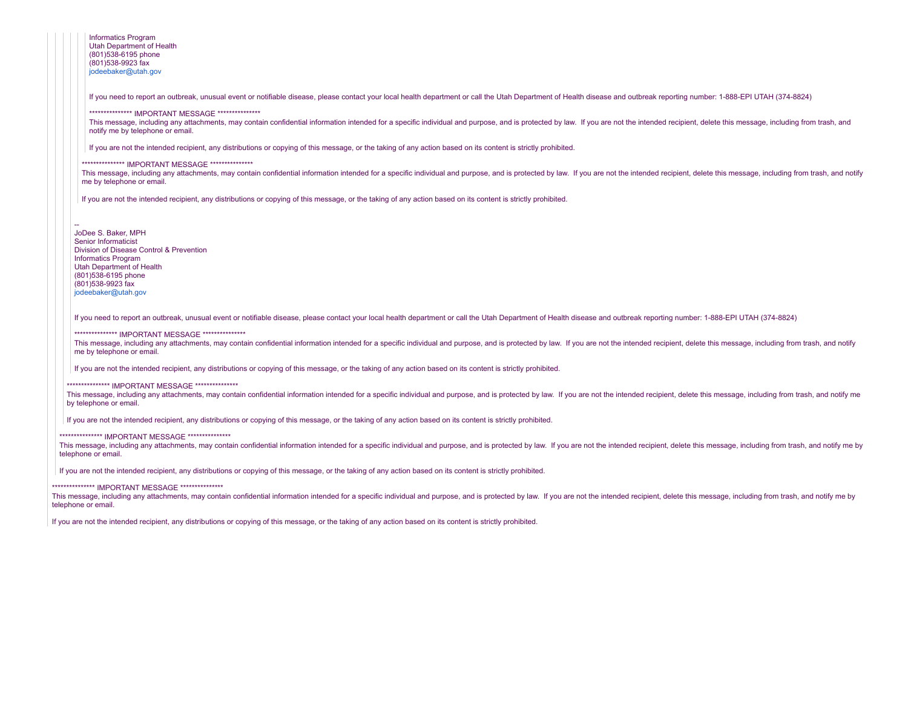Informatics Program
Utah Department of Health
(801)538-6195 phone
(801)538-9923 fax
jodeebaker@utah.gov

If you need to report an outbreak, unusual event or notifiable disease, please contact your local health department or call the Utah Department of Health disease and outbreak reporting number: 1-888-EPI UTAH (374-8824)

*************** IMPORTANT MESSAGE ***************
This message, including any attachments, may contain confidential information intended for a specific individual and purpose, and is protected by law. If you are not the intended recipient, delete this message, including from trash, and notify me by telephone or email.

If you are not the intended recipient, any distributions or copying of this message, or the taking of any action based on its content is strictly prohibited.

*************** IMPORTANT MESSAGE ***************
This message, including any attachments, may contain confidential information intended for a specific individual and purpose, and is protected by law. If you are not the intended recipient, delete this message, including from trash, and notify me by telephone or email.

If you are not the intended recipient, any distributions or copying of this message, or the taking of any action based on its content is strictly prohibited.

--
JoDee S. Baker, MPH
Senior Informaticist
Division of Disease Control & Prevention
Informatics Program
Utah Department of Health
(801)538-6195 phone
(801)538-9923 fax
jodeebaker@utah.gov

If you need to report an outbreak, unusual event or notifiable disease, please contact your local health department or call the Utah Department of Health disease and outbreak reporting number: 1-888-EPI UTAH (374-8824)

*************** IMPORTANT MESSAGE ***************
This message, including any attachments, may contain confidential information intended for a specific individual and purpose, and is protected by law. If you are not the intended recipient, delete this message, including from trash, and notify me by telephone or email.

If you are not the intended recipient, any distributions or copying of this message, or the taking of any action based on its content is strictly prohibited.

*************** IMPORTANT MESSAGE ***************
This message, including any attachments, may contain confidential information intended for a specific individual and purpose, and is protected by law. If you are not the intended recipient, delete this message, including from trash, and notify me by telephone or email.

If you are not the intended recipient, any distributions or copying of this message, or the taking of any action based on its content is strictly prohibited.

*************** IMPORTANT MESSAGE ***************
This message, including any attachments, may contain confidential information intended for a specific individual and purpose, and is protected by law. If you are not the intended recipient, delete this message, including from trash, and notify me by telephone or email.

If you are not the intended recipient, any distributions or copying of this message, or the taking of any action based on its content is strictly prohibited.

*************** IMPORTANT MESSAGE ***************
This message, including any attachments, may contain confidential information intended for a specific individual and purpose, and is protected by law. If you are not the intended recipient, delete this message, including from trash, and notify me by telephone or email.

If you are not the intended recipient, any distributions or copying of this message, or the taking of any action based on its content is strictly prohibited.